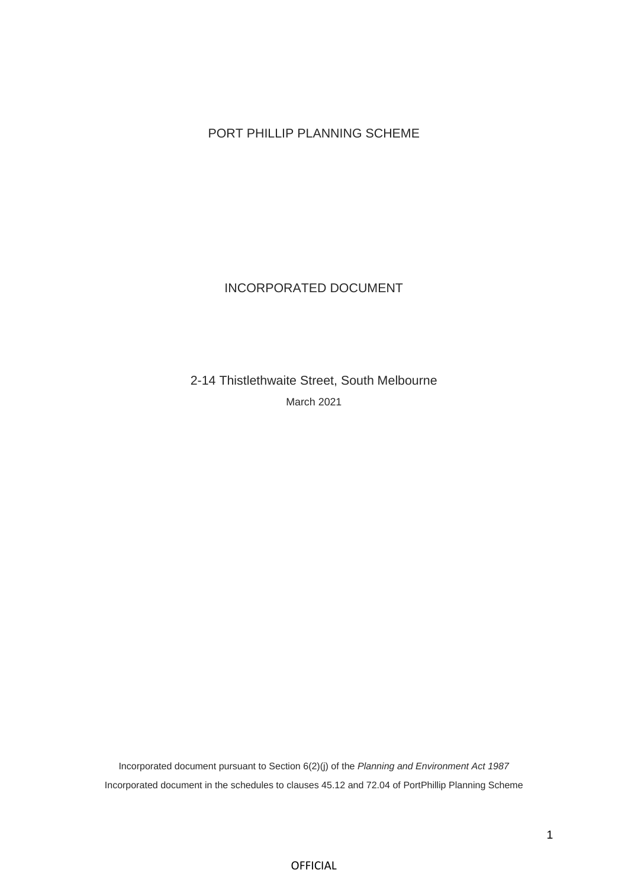# PORT PHILLIP PLANNING SCHEME

## INCORPORATED DOCUMENT

### 2-14 Thistlethwaite Street, South Melbourne

March 2021

Incorporated document pursuant to Section 6(2)(j) of the *Planning and Environment Act 1987*

Incorporated document in the schedules to clauses 45.12 and 72.04 of PortPhillip Planning Scheme

OFFICIAL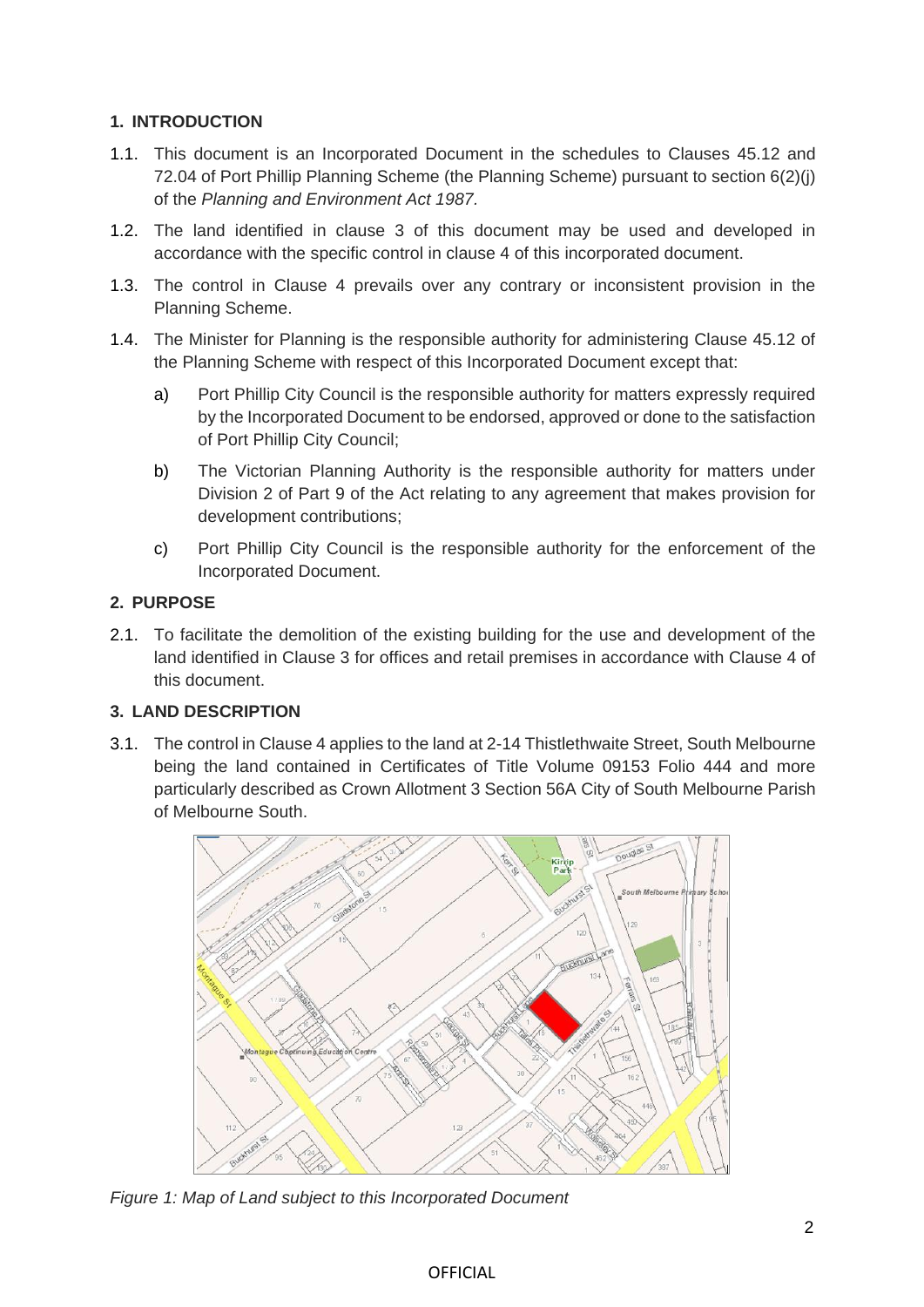## 1. INTRODUCTION

1.1. This document is an Incorporated Document in the schedules to Clauses 45.12 and 72.04 of Port Phillip Planning Scheme (the Planning Scheme) pursuant to section 6(2)(j) of the *Planning and Environment Act 1987.*

1.2. The land identified in clause 3 of this document may be used and developed in accordance with the specific control in clause 4 of this incorporated document.

1.3. The control in Clause 4 prevails over any contrary or inconsistent provision in the Planning Scheme.

1.4. The Minister for Planning is the responsible authority for administering Clause 45.12 of the Planning Scheme with respect of this Incorporated Document except that:

a) Port Phillip City Council is the responsible authority for matters expressly required by the Incorporated Document to be endorsed, approved or done to the satisfaction of Port Phillip City Council;

b) The Victorian Planning Authority is the responsible authority for matters under Division 2 of Part 9 of the Act relating to any agreement that makes provision for development contributions;

c) Port Phillip City Council is the responsible authority for the enforcement of the Incorporated Document.

## 2. PURPOSE

2.1. To facilitate the demolition of the existing building for the use and development of the land identified in Clause 3 for offices and retail premises in accordance with Clause 4 of this document.

## 3. LAND DESCRIPTION

3.1. The control in Clause 4 applies to the land at 2-14 Thistlethwaite Street, South Melbourne being the land contained in Certificates of Title Volume 09153 Folio 444 and more particularly described as Crown Allotment 3 Section 56A City of South Melbourne Parish of Melbourne South.

*Figure 1: Map of Land subject to this Incorporated Document*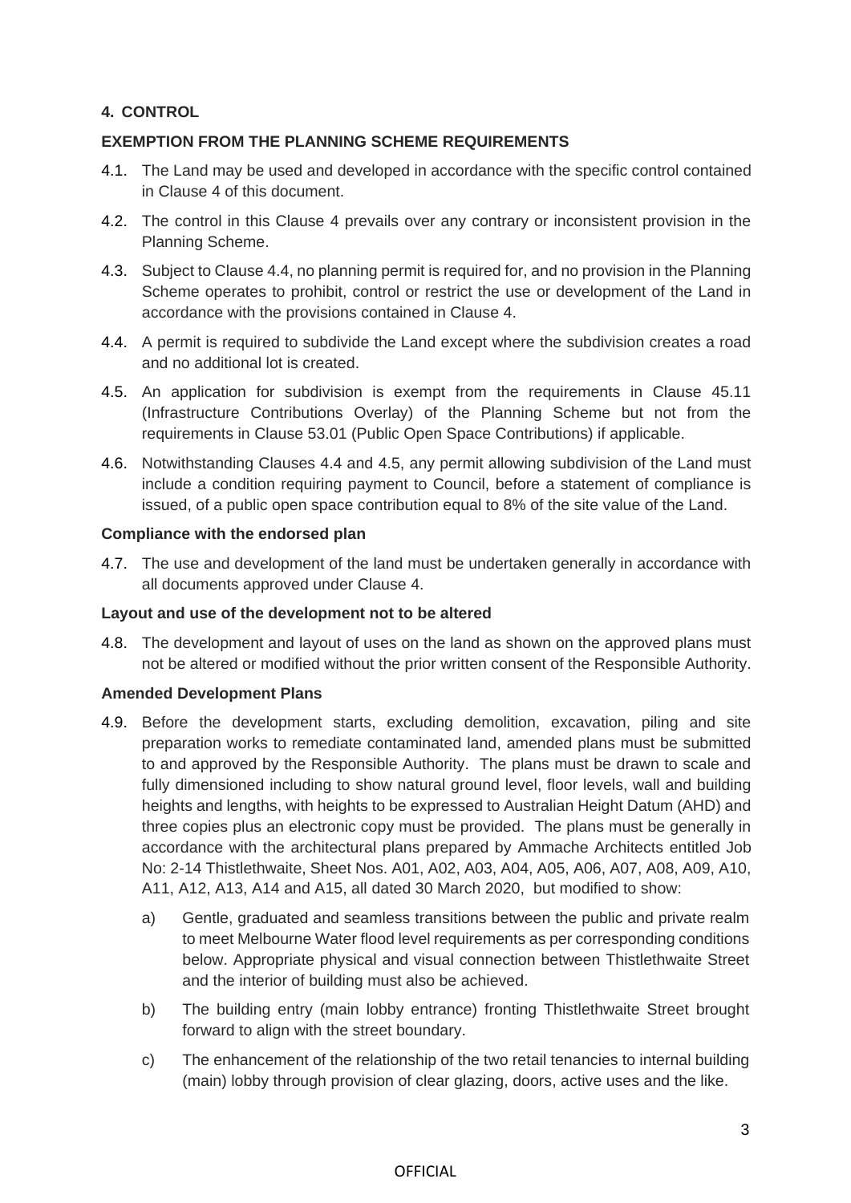## 4. CONTROL

### EXEMPTION FROM THE PLANNING SCHEME REQUIREMENTS

4.1. The Land may be used and developed in accordance with the specific control contained in Clause 4 of this document.

4.2. The control in this Clause 4 prevails over any contrary or inconsistent provision in the Planning Scheme.

4.3. Subject to Clause 4.4, no planning permit is required for, and no provision in the Planning Scheme operates to prohibit, control or restrict the use or development of the Land in accordance with the provisions contained in Clause 4.

4.4. A permit is required to subdivide the Land except where the subdivision creates a road and no additional lot is created.

4.5. An application for subdivision is exempt from the requirements in Clause 45.11 (Infrastructure Contributions Overlay) of the Planning Scheme but not from the requirements in Clause 53.01 (Public Open Space Contributions) if applicable.

4.6. Notwithstanding Clauses 4.4 and 4.5, any permit allowing subdivision of the Land must include a condition requiring payment to Council, before a statement of compliance is issued, of a public open space contribution equal to 8% of the site value of the Land.

**Compliance with the endorsed plan**

4.7. The use and development of the land must be undertaken generally in accordance with all documents approved under Clause 4.

**Layout and use of the development not to be altered**

4.8. The development and layout of uses on the land as shown on the approved plans must not be altered or modified without the prior written consent of the Responsible Authority.

**Amended Development Plans**

4.9. Before the development starts, excluding demolition, excavation, piling and site preparation works to remediate contaminated land, amended plans must be submitted to and approved by the Responsible Authority. The plans must be drawn to scale and fully dimensioned including to show natural ground level, floor levels, wall and building heights and lengths, with heights to be expressed to Australian Height Datum (AHD) and three copies plus an electronic copy must be provided. The plans must be generally in accordance with the architectural plans prepared by Ammache Architects entitled Job No: 2-14 Thistlethwaite, Sheet Nos. A01, A02, A03, A04, A05, A06, A07, A08, A09, A10, A11, A12, A13, A14 and A15, all dated 30 March 2020, but modified to show:

a) Gentle, graduated and seamless transitions between the public and private realm to meet Melbourne Water flood level requirements as per corresponding conditions below. Appropriate physical and visual connection between Thistlethwaite Street and the interior of building must also be achieved.

b) The building entry (main lobby entrance) fronting Thistlethwaite Street brought forward to align with the street boundary.

c) The enhancement of the relationship of the two retail tenancies to internal building (main) lobby through provision of clear glazing, doors, active uses and the like.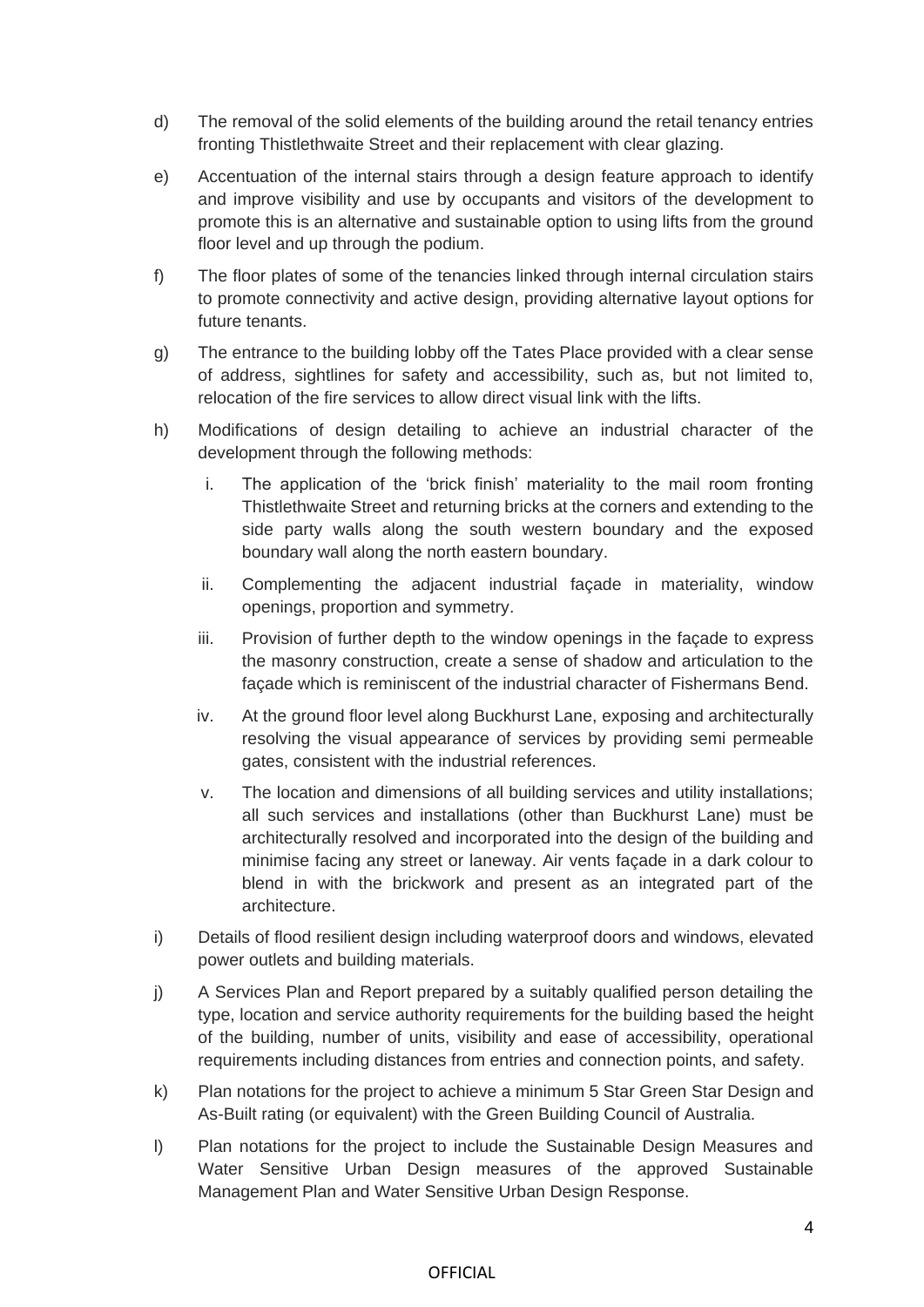d) The removal of the solid elements of the building around the retail tenancy entries fronting Thistlethwaite Street and their replacement with clear glazing.

e) Accentuation of the internal stairs through a design feature approach to identify and improve visibility and use by occupants and visitors of the development to promote this is an alternative and sustainable option to using lifts from the ground floor level and up through the podium.

f) The floor plates of some of the tenancies linked through internal circulation stairs to promote connectivity and active design, providing alternative layout options for future tenants.

g) The entrance to the building lobby off the Tates Place provided with a clear sense of address, sightlines for safety and accessibility, such as, but not limited to, relocation of the fire services to allow direct visual link with the lifts.

h) Modifications of design detailing to achieve an industrial character of the development through the following methods:

   i. The application of the 'brick finish' materiality to the mail room fronting Thistlethwaite Street and returning bricks at the corners and extending to the side party walls along the south western boundary and the exposed boundary wall along the north eastern boundary.

   ii. Complementing the adjacent industrial façade in materiality, window openings, proportion and symmetry.

   iii. Provision of further depth to the window openings in the façade to express the masonry construction, create a sense of shadow and articulation to the façade which is reminiscent of the industrial character of Fishermans Bend.

   iv. At the ground floor level along Buckhurst Lane, exposing and architecturally resolving the visual appearance of services by providing semi permeable gates, consistent with the industrial references.

   v. The location and dimensions of all building services and utility installations; all such services and installations (other than Buckhurst Lane) must be architecturally resolved and incorporated into the design of the building and minimise facing any street or laneway. Air vents façade in a dark colour to blend in with the brickwork and present as an integrated part of the architecture.

i) Details of flood resilient design including waterproof doors and windows, elevated power outlets and building materials.

j) A Services Plan and Report prepared by a suitably qualified person detailing the type, location and service authority requirements for the building based the height of the building, number of units, visibility and ease of accessibility, operational requirements including distances from entries and connection points, and safety.

k) Plan notations for the project to achieve a minimum 5 Star Green Star Design and As-Built rating (or equivalent) with the Green Building Council of Australia.

l) Plan notations for the project to include the Sustainable Design Measures and Water Sensitive Urban Design measures of the approved Sustainable Management Plan and Water Sensitive Urban Design Response.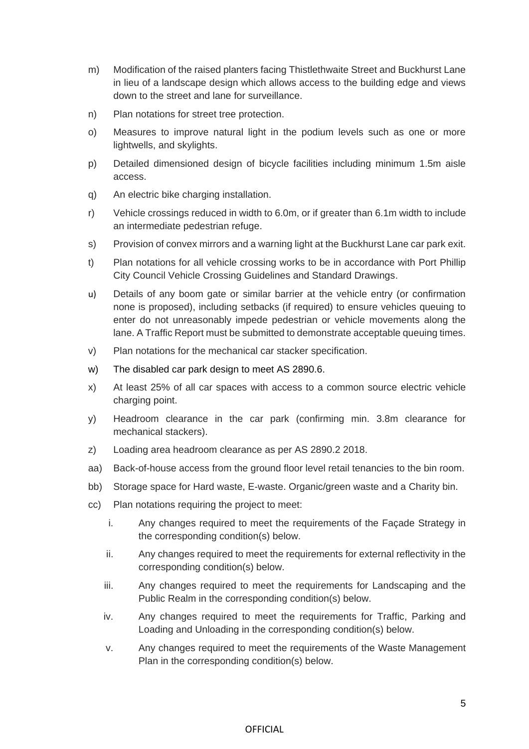m) Modification of the raised planters facing Thistlethwaite Street and Buckhurst Lane in lieu of a landscape design which allows access to the building edge and views down to the street and lane for surveillance.

n) Plan notations for street tree protection.

o) Measures to improve natural light in the podium levels such as one or more lightwells, and skylights.

p) Detailed dimensioned design of bicycle facilities including minimum 1.5m aisle access.

q) An electric bike charging installation.

r) Vehicle crossings reduced in width to 6.0m, or if greater than 6.1m width to include an intermediate pedestrian refuge.

s) Provision of convex mirrors and a warning light at the Buckhurst Lane car park exit.

t) Plan notations for all vehicle crossing works to be in accordance with Port Phillip City Council Vehicle Crossing Guidelines and Standard Drawings.

u) Details of any boom gate or similar barrier at the vehicle entry (or confirmation none is proposed), including setbacks (if required) to ensure vehicles queuing to enter do not unreasonably impede pedestrian or vehicle movements along the lane. A Traffic Report must be submitted to demonstrate acceptable queuing times.

v) Plan notations for the mechanical car stacker specification.

w) The disabled car park design to meet AS 2890.6.

x) At least 25% of all car spaces with access to a common source electric vehicle charging point.

y) Headroom clearance in the car park (confirming min. 3.8m clearance for mechanical stackers).

z) Loading area headroom clearance as per AS 2890.2 2018.

aa) Back-of-house access from the ground floor level retail tenancies to the bin room.

bb) Storage space for Hard waste, E-waste. Organic/green waste and a Charity bin.

cc) Plan notations requiring the project to meet:

   i. Any changes required to meet the requirements of the Façade Strategy in the corresponding condition(s) below.

   ii. Any changes required to meet the requirements for external reflectivity in the corresponding condition(s) below.

   iii. Any changes required to meet the requirements for Landscaping and the Public Realm in the corresponding condition(s) below.

   iv. Any changes required to meet the requirements for Traffic, Parking and Loading and Unloading in the corresponding condition(s) below.

   v. Any changes required to meet the requirements of the Waste Management Plan in the corresponding condition(s) below.

OFFICIAL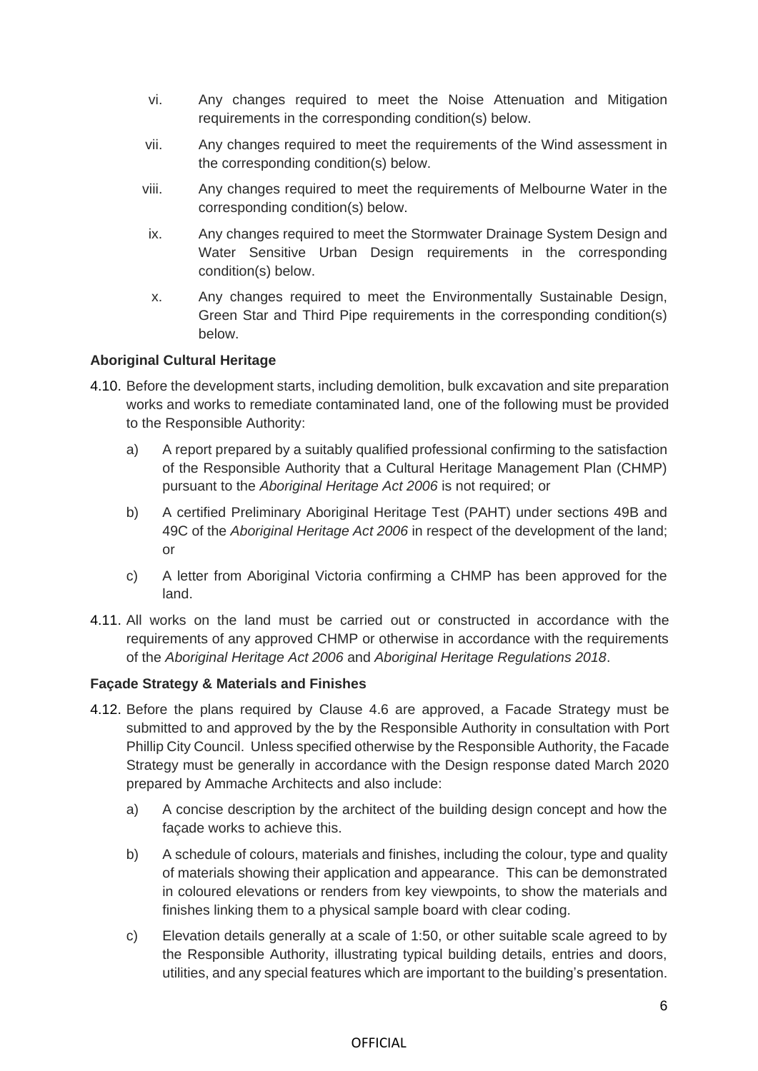vi. Any changes required to meet the Noise Attenuation and Mitigation requirements in the corresponding condition(s) below.

vii. Any changes required to meet the requirements of the Wind assessment in the corresponding condition(s) below.

viii. Any changes required to meet the requirements of Melbourne Water in the corresponding condition(s) below.

ix. Any changes required to meet the Stormwater Drainage System Design and Water Sensitive Urban Design requirements in the corresponding condition(s) below.

x. Any changes required to meet the Environmentally Sustainable Design, Green Star and Third Pipe requirements in the corresponding condition(s) below.

**Aboriginal Cultural Heritage**

4.10. Before the development starts, including demolition, bulk excavation and site preparation works and works to remediate contaminated land, one of the following must be provided to the Responsible Authority:

a) A report prepared by a suitably qualified professional confirming to the satisfaction of the Responsible Authority that a Cultural Heritage Management Plan (CHMP) pursuant to the *Aboriginal Heritage Act 2006* is not required; or

b) A certified Preliminary Aboriginal Heritage Test (PAHT) under sections 49B and 49C of the *Aboriginal Heritage Act 2006* in respect of the development of the land; or

c) A letter from Aboriginal Victoria confirming a CHMP has been approved for the land.

4.11. All works on the land must be carried out or constructed in accordance with the requirements of any approved CHMP or otherwise in accordance with the requirements of the *Aboriginal Heritage Act 2006* and *Aboriginal Heritage Regulations 2018*.

**Façade Strategy & Materials and Finishes**

4.12. Before the plans required by Clause 4.6 are approved, a Facade Strategy must be submitted to and approved by the by the Responsible Authority in consultation with Port Phillip City Council. Unless specified otherwise by the Responsible Authority, the Facade Strategy must be generally in accordance with the Design response dated March 2020 prepared by Ammache Architects and also include:

a) A concise description by the architect of the building design concept and how the façade works to achieve this.

b) A schedule of colours, materials and finishes, including the colour, type and quality of materials showing their application and appearance. This can be demonstrated in coloured elevations or renders from key viewpoints, to show the materials and finishes linking them to a physical sample board with clear coding.

c) Elevation details generally at a scale of 1:50, or other suitable scale agreed to by the Responsible Authority, illustrating typical building details, entries and doors, utilities, and any special features which are important to the building's presentation.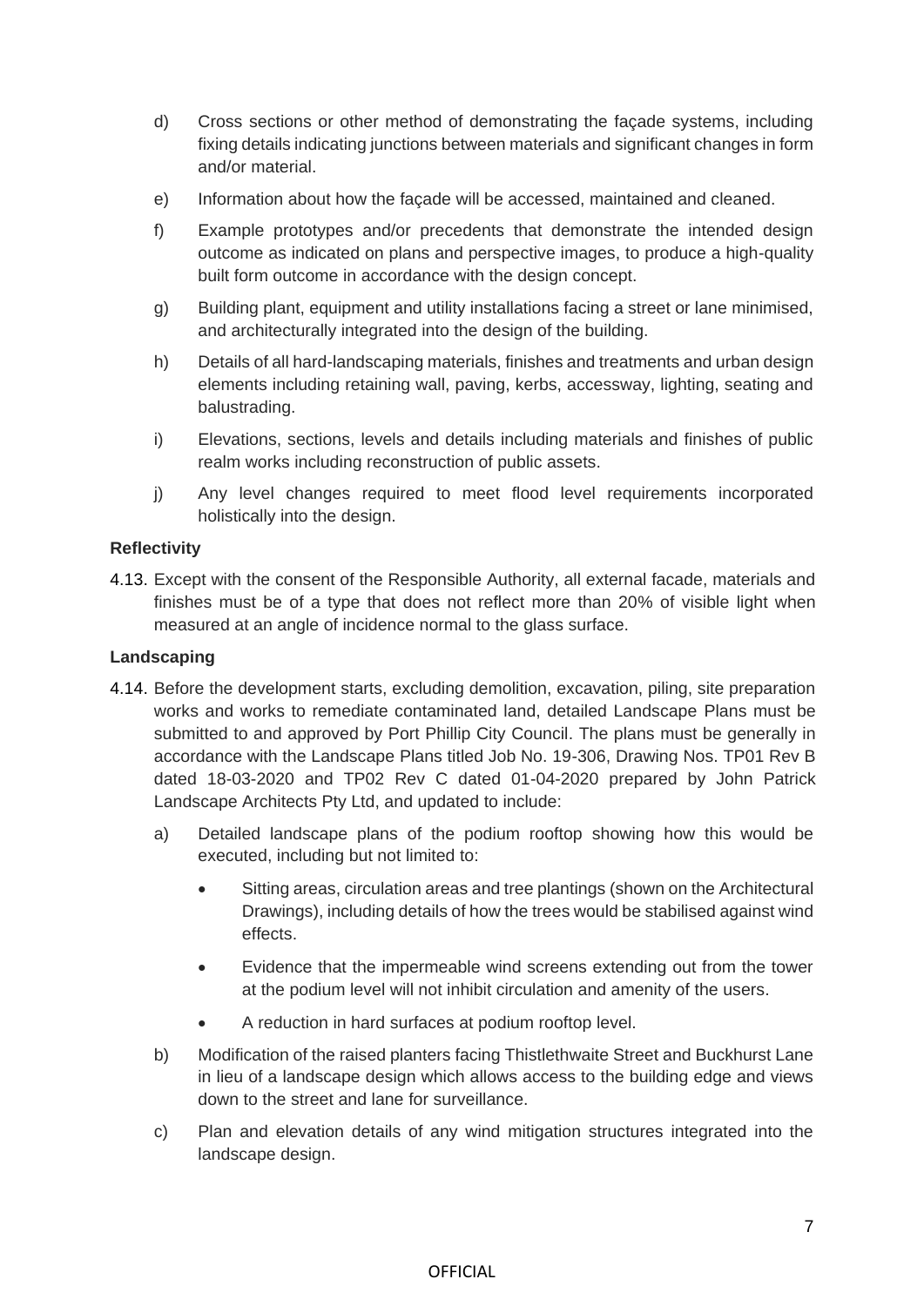d) Cross sections or other method of demonstrating the façade systems, including fixing details indicating junctions between materials and significant changes in form and/or material.

e) Information about how the façade will be accessed, maintained and cleaned.

f) Example prototypes and/or precedents that demonstrate the intended design outcome as indicated on plans and perspective images, to produce a high-quality built form outcome in accordance with the design concept.

g) Building plant, equipment and utility installations facing a street or lane minimised, and architecturally integrated into the design of the building.

h) Details of all hard-landscaping materials, finishes and treatments and urban design elements including retaining wall, paving, kerbs, accessway, lighting, seating and balustrading.

i) Elevations, sections, levels and details including materials and finishes of public realm works including reconstruction of public assets.

j) Any level changes required to meet flood level requirements incorporated holistically into the design.

**Reflectivity**

4.13. Except with the consent of the Responsible Authority, all external facade, materials and finishes must be of a type that does not reflect more than 20% of visible light when measured at an angle of incidence normal to the glass surface.

**Landscaping**

4.14. Before the development starts, excluding demolition, excavation, piling, site preparation works and works to remediate contaminated land, detailed Landscape Plans must be submitted to and approved by Port Phillip City Council. The plans must be generally in accordance with the Landscape Plans titled Job No. 19-306, Drawing Nos. TP01 Rev B dated 18-03-2020 and TP02 Rev C dated 01-04-2020 prepared by John Patrick Landscape Architects Pty Ltd, and updated to include:

a) Detailed landscape plans of the podium rooftop showing how this would be executed, including but not limited to:

- Sitting areas, circulation areas and tree plantings (shown on the Architectural Drawings), including details of how the trees would be stabilised against wind effects.
- Evidence that the impermeable wind screens extending out from the tower at the podium level will not inhibit circulation and amenity of the users.
- A reduction in hard surfaces at podium rooftop level.

b) Modification of the raised planters facing Thistlethwaite Street and Buckhurst Lane in lieu of a landscape design which allows access to the building edge and views down to the street and lane for surveillance.

c) Plan and elevation details of any wind mitigation structures integrated into the landscape design.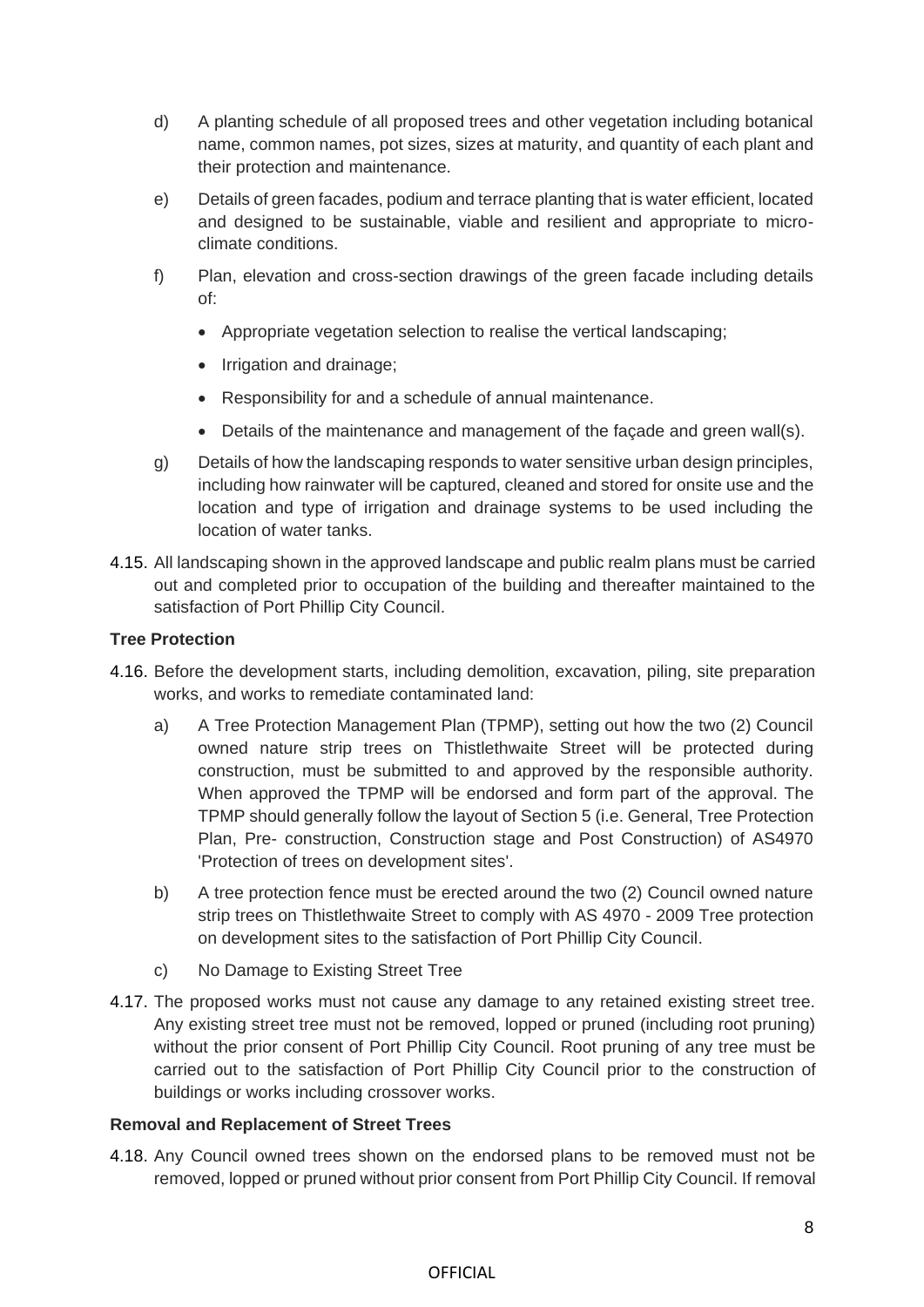d) A planting schedule of all proposed trees and other vegetation including botanical name, common names, pot sizes, sizes at maturity, and quantity of each plant and their protection and maintenance.

e) Details of green facades, podium and terrace planting that is water efficient, located and designed to be sustainable, viable and resilient and appropriate to micro-climate conditions.

f) Plan, elevation and cross-section drawings of the green facade including details of:

- Appropriate vegetation selection to realise the vertical landscaping;
- Irrigation and drainage;
- Responsibility for and a schedule of annual maintenance.
- Details of the maintenance and management of the façade and green wall(s).

g) Details of how the landscaping responds to water sensitive urban design principles, including how rainwater will be captured, cleaned and stored for onsite use and the location and type of irrigation and drainage systems to be used including the location of water tanks.

4.15. All landscaping shown in the approved landscape and public realm plans must be carried out and completed prior to occupation of the building and thereafter maintained to the satisfaction of Port Phillip City Council.

**Tree Protection**

4.16. Before the development starts, including demolition, excavation, piling, site preparation works, and works to remediate contaminated land:

a) A Tree Protection Management Plan (TPMP), setting out how the two (2) Council owned nature strip trees on Thistlethwaite Street will be protected during construction, must be submitted to and approved by the responsible authority. When approved the TPMP will be endorsed and form part of the approval. The TPMP should generally follow the layout of Section 5 (i.e. General, Tree Protection Plan, Pre- construction, Construction stage and Post Construction) of AS4970 'Protection of trees on development sites'.

b) A tree protection fence must be erected around the two (2) Council owned nature strip trees on Thistlethwaite Street to comply with AS 4970 - 2009 Tree protection on development sites to the satisfaction of Port Phillip City Council.

c) No Damage to Existing Street Tree

4.17. The proposed works must not cause any damage to any retained existing street tree. Any existing street tree must not be removed, lopped or pruned (including root pruning) without the prior consent of Port Phillip City Council. Root pruning of any tree must be carried out to the satisfaction of Port Phillip City Council prior to the construction of buildings or works including crossover works.

**Removal and Replacement of Street Trees**

4.18. Any Council owned trees shown on the endorsed plans to be removed must not be removed, lopped or pruned without prior consent from Port Phillip City Council. If removal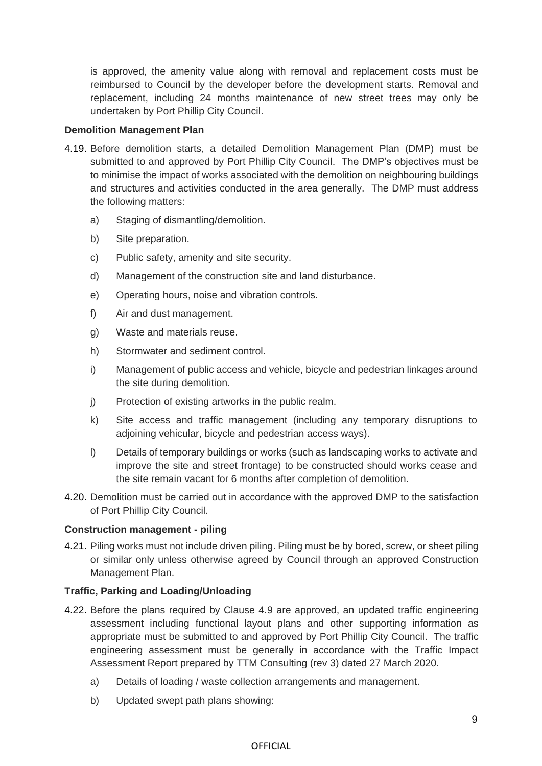is approved, the amenity value along with removal and replacement costs must be reimbursed to Council by the developer before the development starts. Removal and replacement, including 24 months maintenance of new street trees may only be undertaken by Port Phillip City Council.

**Demolition Management Plan**

4.19. Before demolition starts, a detailed Demolition Management Plan (DMP) must be submitted to and approved by Port Phillip City Council. The DMP's objectives must be to minimise the impact of works associated with the demolition on neighbouring buildings and structures and activities conducted in the area generally. The DMP must address the following matters:

   a) Staging of dismantling/demolition.

   b) Site preparation.

   c) Public safety, amenity and site security.

   d) Management of the construction site and land disturbance.

   e) Operating hours, noise and vibration controls.

   f) Air and dust management.

   g) Waste and materials reuse.

   h) Stormwater and sediment control.

   i) Management of public access and vehicle, bicycle and pedestrian linkages around the site during demolition.

   j) Protection of existing artworks in the public realm.

   k) Site access and traffic management (including any temporary disruptions to adjoining vehicular, bicycle and pedestrian access ways).

   l) Details of temporary buildings or works (such as landscaping works to activate and improve the site and street frontage) to be constructed should works cease and the site remain vacant for 6 months after completion of demolition.

4.20. Demolition must be carried out in accordance with the approved DMP to the satisfaction of Port Phillip City Council.

**Construction management - piling**

4.21. Piling works must not include driven piling. Piling must be by bored, screw, or sheet piling or similar only unless otherwise agreed by Council through an approved Construction Management Plan.

**Traffic, Parking and Loading/Unloading**

4.22. Before the plans required by Clause 4.9 are approved, an updated traffic engineering assessment including functional layout plans and other supporting information as appropriate must be submitted to and approved by Port Phillip City Council. The traffic engineering assessment must be generally in accordance with the Traffic Impact Assessment Report prepared by TTM Consulting (rev 3) dated 27 March 2020.

   a) Details of loading / waste collection arrangements and management.

   b) Updated swept path plans showing: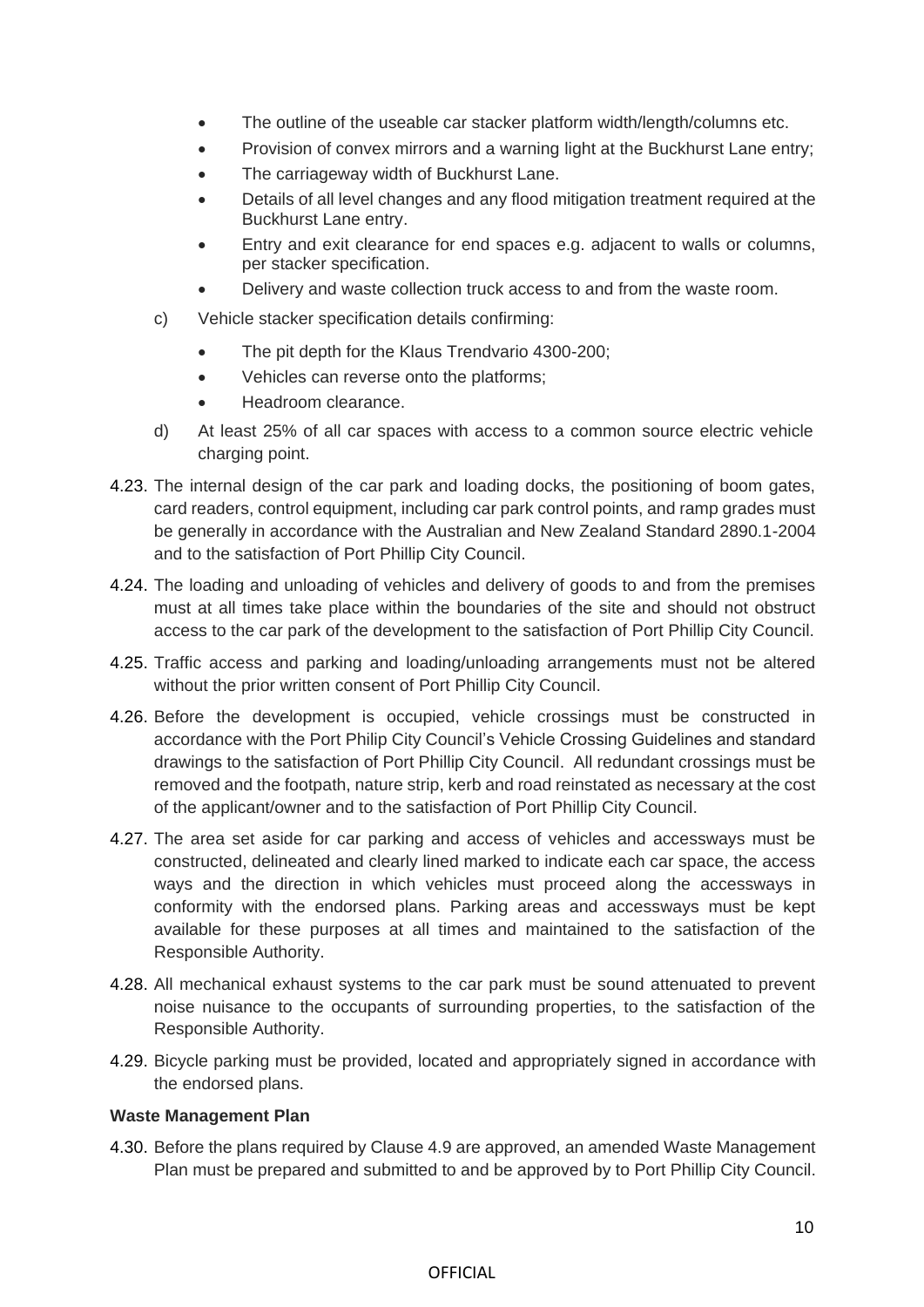- The outline of the useable car stacker platform width/length/columns etc.
- Provision of convex mirrors and a warning light at the Buckhurst Lane entry;
- The carriageway width of Buckhurst Lane.
- Details of all level changes and any flood mitigation treatment required at the Buckhurst Lane entry.
- Entry and exit clearance for end spaces e.g. adjacent to walls or columns, per stacker specification.
- Delivery and waste collection truck access to and from the waste room.

c) Vehicle stacker specification details confirming:

- The pit depth for the Klaus Trendvario 4300-200;
- Vehicles can reverse onto the platforms;
- Headroom clearance.

d) At least 25% of all car spaces with access to a common source electric vehicle charging point.

4.23. The internal design of the car park and loading docks, the positioning of boom gates, card readers, control equipment, including car park control points, and ramp grades must be generally in accordance with the Australian and New Zealand Standard 2890.1-2004 and to the satisfaction of Port Phillip City Council.

4.24. The loading and unloading of vehicles and delivery of goods to and from the premises must at all times take place within the boundaries of the site and should not obstruct access to the car park of the development to the satisfaction of Port Phillip City Council.

4.25. Traffic access and parking and loading/unloading arrangements must not be altered without the prior written consent of Port Phillip City Council.

4.26. Before the development is occupied, vehicle crossings must be constructed in accordance with the Port Philip City Council's Vehicle Crossing Guidelines and standard drawings to the satisfaction of Port Phillip City Council. All redundant crossings must be removed and the footpath, nature strip, kerb and road reinstated as necessary at the cost of the applicant/owner and to the satisfaction of Port Phillip City Council.

4.27. The area set aside for car parking and access of vehicles and accessways must be constructed, delineated and clearly lined marked to indicate each car space, the access ways and the direction in which vehicles must proceed along the accessways in conformity with the endorsed plans. Parking areas and accessways must be kept available for these purposes at all times and maintained to the satisfaction of the Responsible Authority.

4.28. All mechanical exhaust systems to the car park must be sound attenuated to prevent noise nuisance to the occupants of surrounding properties, to the satisfaction of the Responsible Authority.

4.29. Bicycle parking must be provided, located and appropriately signed in accordance with the endorsed plans.

**Waste Management Plan**

4.30. Before the plans required by Clause 4.9 are approved, an amended Waste Management Plan must be prepared and submitted to and be approved by to Port Phillip City Council.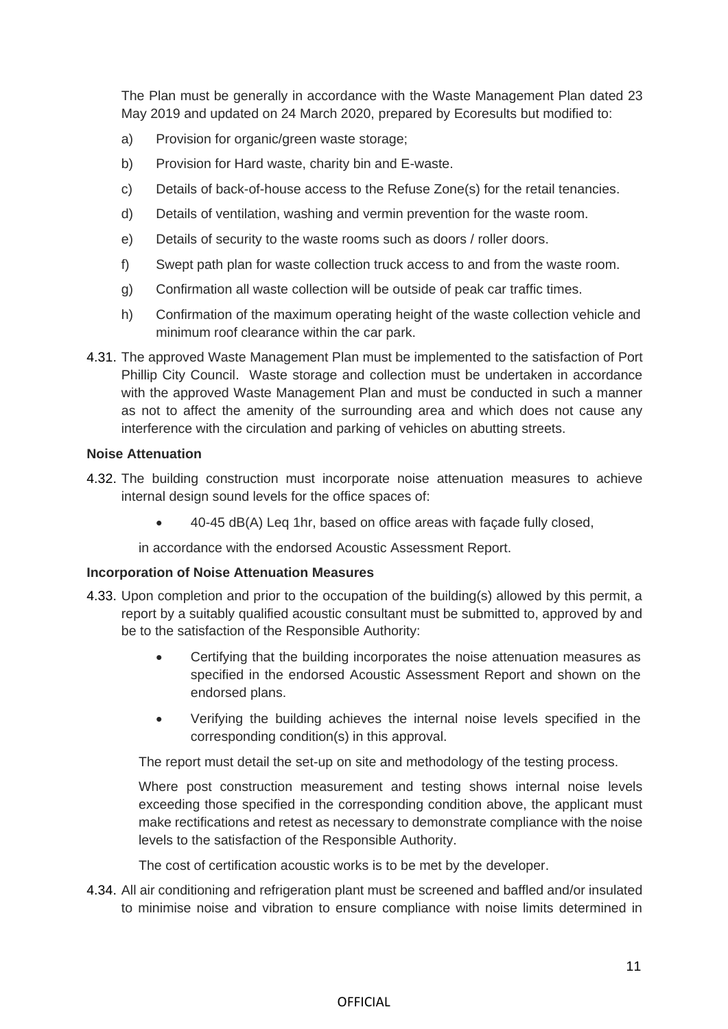The Plan must be generally in accordance with the Waste Management Plan dated 23 May 2019 and updated on 24 March 2020, prepared by Ecoresults but modified to:

a) Provision for organic/green waste storage;

b) Provision for Hard waste, charity bin and E-waste.

c) Details of back-of-house access to the Refuse Zone(s) for the retail tenancies.

d) Details of ventilation, washing and vermin prevention for the waste room.

e) Details of security to the waste rooms such as doors / roller doors.

f) Swept path plan for waste collection truck access to and from the waste room.

g) Confirmation all waste collection will be outside of peak car traffic times.

h) Confirmation of the maximum operating height of the waste collection vehicle and minimum roof clearance within the car park.

4.31. The approved Waste Management Plan must be implemented to the satisfaction of Port Phillip City Council. Waste storage and collection must be undertaken in accordance with the approved Waste Management Plan and must be conducted in such a manner as not to affect the amenity of the surrounding area and which does not cause any interference with the circulation and parking of vehicles on abutting streets.

**Noise Attenuation**

4.32. The building construction must incorporate noise attenuation measures to achieve internal design sound levels for the office spaces of:

- 40-45 dB(A) Leq 1hr, based on office areas with façade fully closed,

in accordance with the endorsed Acoustic Assessment Report.

**Incorporation of Noise Attenuation Measures**

4.33. Upon completion and prior to the occupation of the building(s) allowed by this permit, a report by a suitably qualified acoustic consultant must be submitted to, approved by and be to the satisfaction of the Responsible Authority:

- Certifying that the building incorporates the noise attenuation measures as specified in the endorsed Acoustic Assessment Report and shown on the endorsed plans.
- Verifying the building achieves the internal noise levels specified in the corresponding condition(s) in this approval.

The report must detail the set-up on site and methodology of the testing process.

Where post construction measurement and testing shows internal noise levels exceeding those specified in the corresponding condition above, the applicant must make rectifications and retest as necessary to demonstrate compliance with the noise levels to the satisfaction of the Responsible Authority.

The cost of certification acoustic works is to be met by the developer.

4.34. All air conditioning and refrigeration plant must be screened and baffled and/or insulated to minimise noise and vibration to ensure compliance with noise limits determined in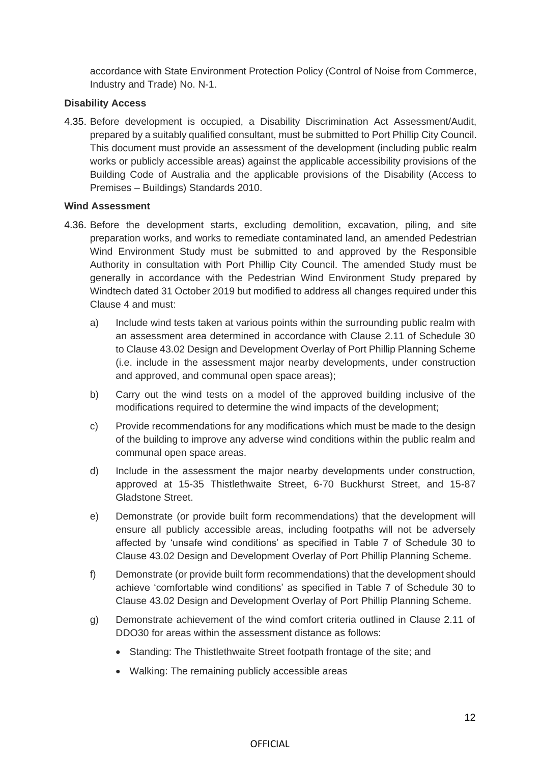accordance with State Environment Protection Policy (Control of Noise from Commerce, Industry and Trade) No. N-1.

**Disability Access**

4.35. Before development is occupied, a Disability Discrimination Act Assessment/Audit, prepared by a suitably qualified consultant, must be submitted to Port Phillip City Council. This document must provide an assessment of the development (including public realm works or publicly accessible areas) against the applicable accessibility provisions of the Building Code of Australia and the applicable provisions of the Disability (Access to Premises – Buildings) Standards 2010.

**Wind Assessment**

4.36. Before the development starts, excluding demolition, excavation, piling, and site preparation works, and works to remediate contaminated land, an amended Pedestrian Wind Environment Study must be submitted to and approved by the Responsible Authority in consultation with Port Phillip City Council. The amended Study must be generally in accordance with the Pedestrian Wind Environment Study prepared by Windtech dated 31 October 2019 but modified to address all changes required under this Clause 4 and must:

   a) Include wind tests taken at various points within the surrounding public realm with an assessment area determined in accordance with Clause 2.11 of Schedule 30 to Clause 43.02 Design and Development Overlay of Port Phillip Planning Scheme (i.e. include in the assessment major nearby developments, under construction and approved, and communal open space areas);

   b) Carry out the wind tests on a model of the approved building inclusive of the modifications required to determine the wind impacts of the development;

   c) Provide recommendations for any modifications which must be made to the design of the building to improve any adverse wind conditions within the public realm and communal open space areas.

   d) Include in the assessment the major nearby developments under construction, approved at 15-35 Thistlethwaite Street, 6-70 Buckhurst Street, and 15-87 Gladstone Street.

   e) Demonstrate (or provide built form recommendations) that the development will ensure all publicly accessible areas, including footpaths will not be adversely affected by 'unsafe wind conditions' as specified in Table 7 of Schedule 30 to Clause 43.02 Design and Development Overlay of Port Phillip Planning Scheme.

   f) Demonstrate (or provide built form recommendations) that the development should achieve 'comfortable wind conditions' as specified in Table 7 of Schedule 30 to Clause 43.02 Design and Development Overlay of Port Phillip Planning Scheme.

   g) Demonstrate achievement of the wind comfort criteria outlined in Clause 2.11 of DDO30 for areas within the assessment distance as follows:

      - Standing: The Thistlethwaite Street footpath frontage of the site; and
      - Walking: The remaining publicly accessible areas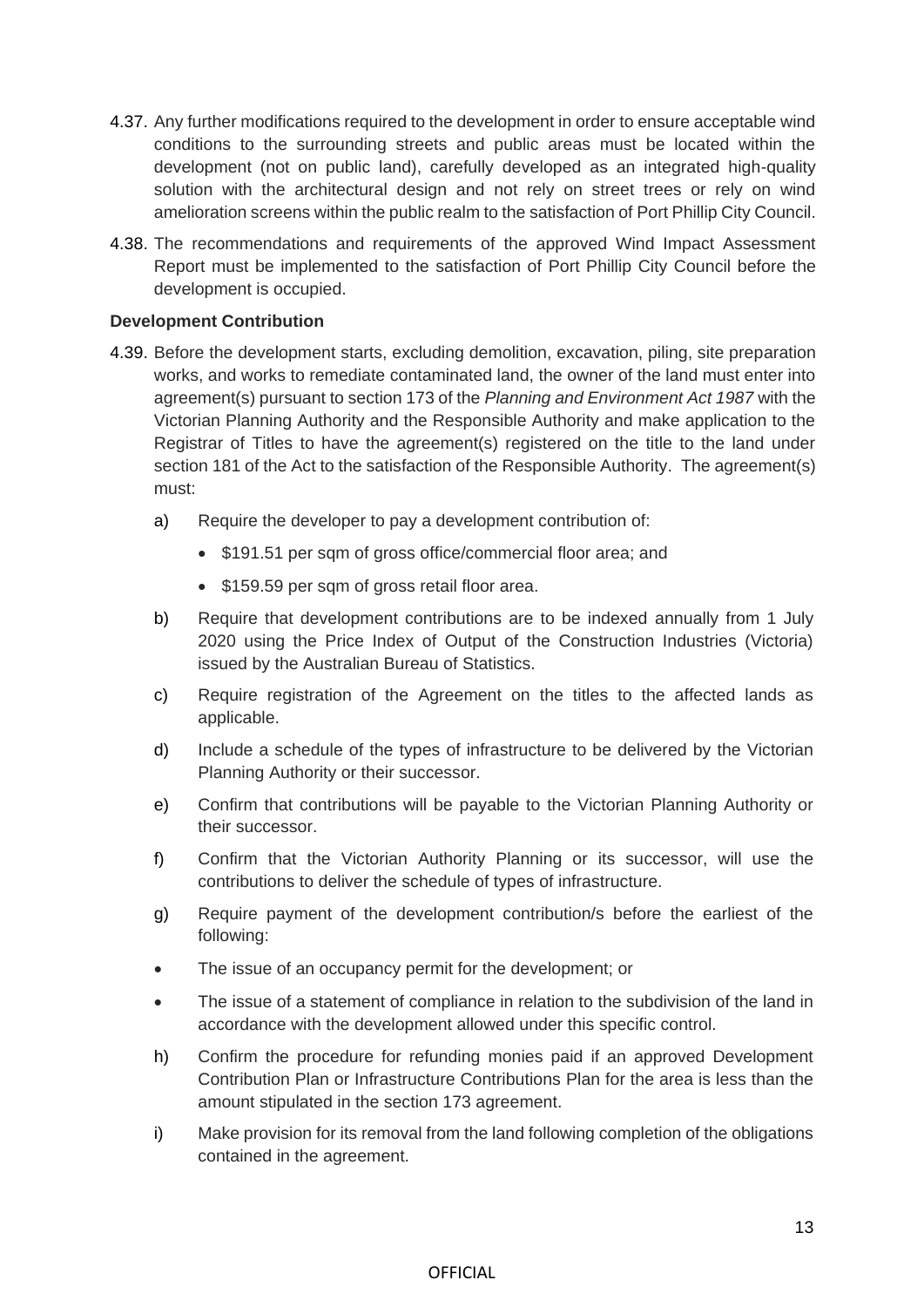4.37. Any further modifications required to the development in order to ensure acceptable wind conditions to the surrounding streets and public areas must be located within the development (not on public land), carefully developed as an integrated high-quality solution with the architectural design and not rely on street trees or rely on wind amelioration screens within the public realm to the satisfaction of Port Phillip City Council.

4.38. The recommendations and requirements of the approved Wind Impact Assessment Report must be implemented to the satisfaction of Port Phillip City Council before the development is occupied.

**Development Contribution**

4.39. Before the development starts, excluding demolition, excavation, piling, site preparation works, and works to remediate contaminated land, the owner of the land must enter into agreement(s) pursuant to section 173 of the *Planning and Environment Act 1987* with the Victorian Planning Authority and the Responsible Authority and make application to the Registrar of Titles to have the agreement(s) registered on the title to the land under section 181 of the Act to the satisfaction of the Responsible Authority. The agreement(s) must:

a) Require the developer to pay a development contribution of:
   - $191.51 per sqm of gross office/commercial floor area; and
   - $159.59 per sqm of gross retail floor area.

b) Require that development contributions are to be indexed annually from 1 July 2020 using the Price Index of Output of the Construction Industries (Victoria) issued by the Australian Bureau of Statistics.

c) Require registration of the Agreement on the titles to the affected lands as applicable.

d) Include a schedule of the types of infrastructure to be delivered by the Victorian Planning Authority or their successor.

e) Confirm that contributions will be payable to the Victorian Planning Authority or their successor.

f) Confirm that the Victorian Authority Planning or its successor, will use the contributions to deliver the schedule of types of infrastructure.

g) Require payment of the development contribution/s before the earliest of the following:

- The issue of an occupancy permit for the development; or
- The issue of a statement of compliance in relation to the subdivision of the land in accordance with the development allowed under this specific control.

h) Confirm the procedure for refunding monies paid if an approved Development Contribution Plan or Infrastructure Contributions Plan for the area is less than the amount stipulated in the section 173 agreement.

i) Make provision for its removal from the land following completion of the obligations contained in the agreement.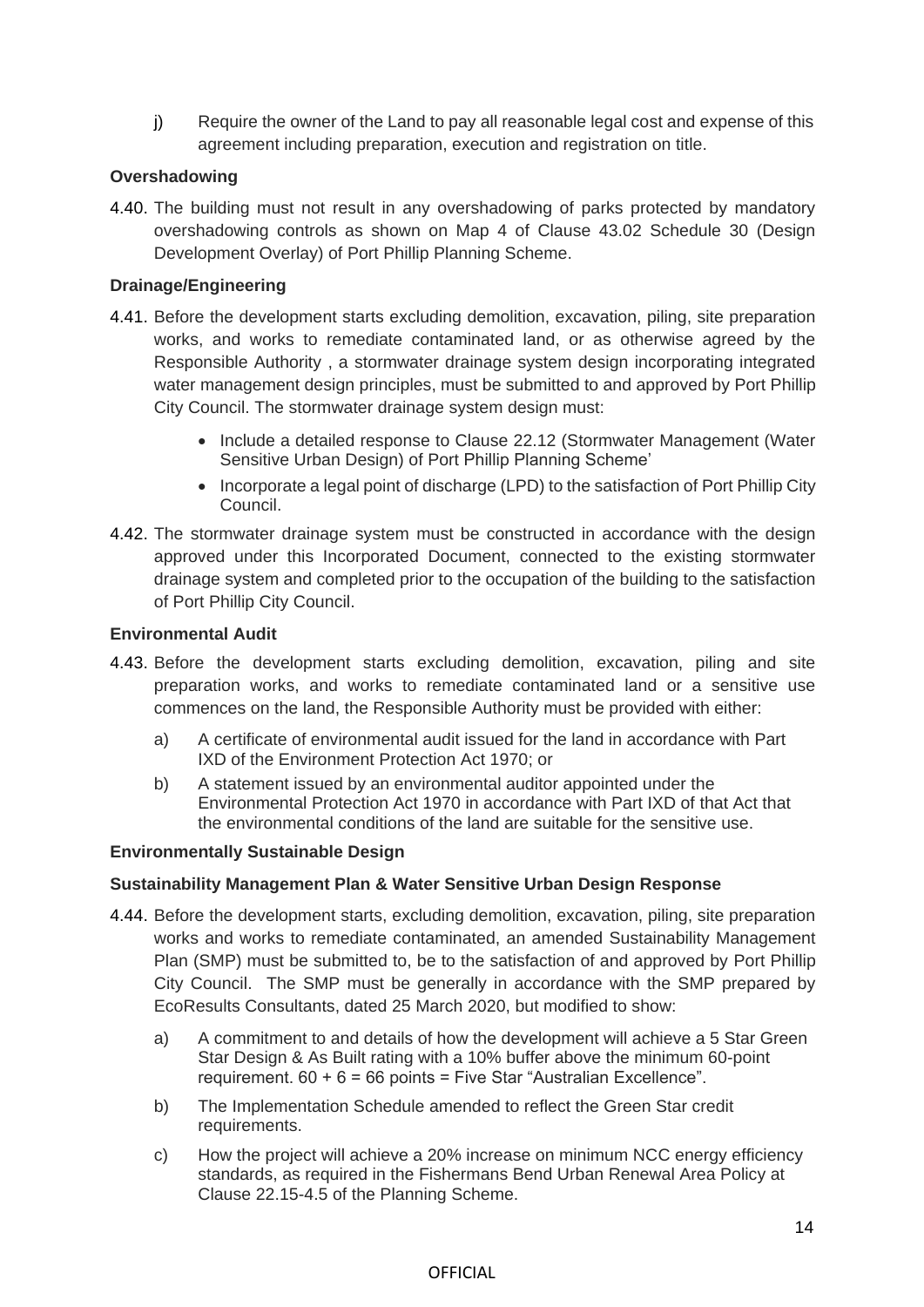j) Require the owner of the Land to pay all reasonable legal cost and expense of this agreement including preparation, execution and registration on title.

**Overshadowing**

4.40. The building must not result in any overshadowing of parks protected by mandatory overshadowing controls as shown on Map 4 of Clause 43.02 Schedule 30 (Design Development Overlay) of Port Phillip Planning Scheme.

**Drainage/Engineering**

4.41. Before the development starts excluding demolition, excavation, piling, site preparation works, and works to remediate contaminated land, or as otherwise agreed by the Responsible Authority , a stormwater drainage system design incorporating integrated water management design principles, must be submitted to and approved by Port Phillip City Council. The stormwater drainage system design must:

- Include a detailed response to Clause 22.12 (Stormwater Management (Water Sensitive Urban Design) of Port Phillip Planning Scheme'
- Incorporate a legal point of discharge (LPD) to the satisfaction of Port Phillip City Council.

4.42. The stormwater drainage system must be constructed in accordance with the design approved under this Incorporated Document, connected to the existing stormwater drainage system and completed prior to the occupation of the building to the satisfaction of Port Phillip City Council.

**Environmental Audit**

4.43. Before the development starts excluding demolition, excavation, piling and site preparation works, and works to remediate contaminated land or a sensitive use commences on the land, the Responsible Authority must be provided with either:

a) A certificate of environmental audit issued for the land in accordance with Part IXD of the Environment Protection Act 1970; or

b) A statement issued by an environmental auditor appointed under the Environmental Protection Act 1970 in accordance with Part IXD of that Act that the environmental conditions of the land are suitable for the sensitive use.

**Environmentally Sustainable Design**

**Sustainability Management Plan & Water Sensitive Urban Design Response**

4.44. Before the development starts, excluding demolition, excavation, piling, site preparation works and works to remediate contaminated, an amended Sustainability Management Plan (SMP) must be submitted to, be to the satisfaction of and approved by Port Phillip City Council. The SMP must be generally in accordance with the SMP prepared by EcoResults Consultants, dated 25 March 2020, but modified to show:

a) A commitment to and details of how the development will achieve a 5 Star Green Star Design & As Built rating with a 10% buffer above the minimum 60-point requirement. 60 + 6 = 66 points = Five Star "Australian Excellence".

b) The Implementation Schedule amended to reflect the Green Star credit requirements.

c) How the project will achieve a 20% increase on minimum NCC energy efficiency standards, as required in the Fishermans Bend Urban Renewal Area Policy at Clause 22.15-4.5 of the Planning Scheme.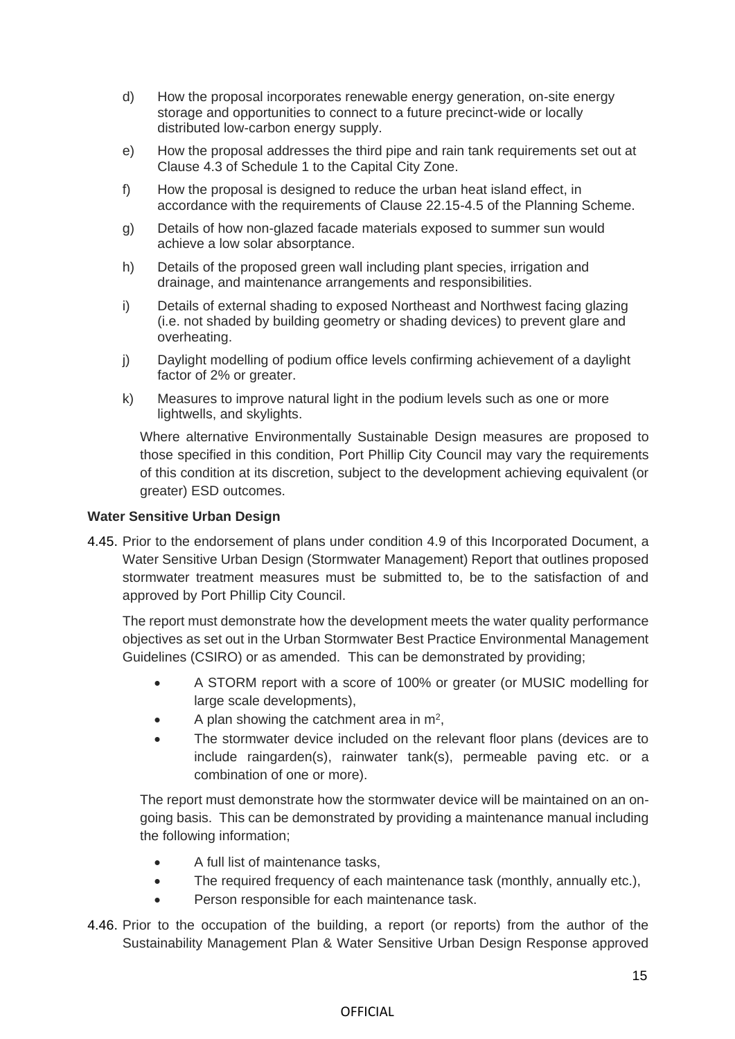d) How the proposal incorporates renewable energy generation, on-site energy storage and opportunities to connect to a future precinct-wide or locally distributed low-carbon energy supply.

e) How the proposal addresses the third pipe and rain tank requirements set out at Clause 4.3 of Schedule 1 to the Capital City Zone.

f) How the proposal is designed to reduce the urban heat island effect, in accordance with the requirements of Clause 22.15-4.5 of the Planning Scheme.

g) Details of how non-glazed facade materials exposed to summer sun would achieve a low solar absorptance.

h) Details of the proposed green wall including plant species, irrigation and drainage, and maintenance arrangements and responsibilities.

i) Details of external shading to exposed Northeast and Northwest facing glazing (i.e. not shaded by building geometry or shading devices) to prevent glare and overheating.

j) Daylight modelling of podium office levels confirming achievement of a daylight factor of 2% or greater.

k) Measures to improve natural light in the podium levels such as one or more lightwells, and skylights.

Where alternative Environmentally Sustainable Design measures are proposed to those specified in this condition, Port Phillip City Council may vary the requirements of this condition at its discretion, subject to the development achieving equivalent (or greater) ESD outcomes.

**Water Sensitive Urban Design**

4.45. Prior to the endorsement of plans under condition 4.9 of this Incorporated Document, a Water Sensitive Urban Design (Stormwater Management) Report that outlines proposed stormwater treatment measures must be submitted to, be to the satisfaction of and approved by Port Phillip City Council.

The report must demonstrate how the development meets the water quality performance objectives as set out in the Urban Stormwater Best Practice Environmental Management Guidelines (CSIRO) or as amended. This can be demonstrated by providing;

- A STORM report with a score of 100% or greater (or MUSIC modelling for large scale developments),
- A plan showing the catchment area in $m^2$,
- The stormwater device included on the relevant floor plans (devices are to include raingarden(s), rainwater tank(s), permeable paving etc. or a combination of one or more).

The report must demonstrate how the stormwater device will be maintained on an on-going basis. This can be demonstrated by providing a maintenance manual including the following information;

- A full list of maintenance tasks,
- The required frequency of each maintenance task (monthly, annually etc.),
- Person responsible for each maintenance task.

4.46. Prior to the occupation of the building, a report (or reports) from the author of the Sustainability Management Plan & Water Sensitive Urban Design Response approved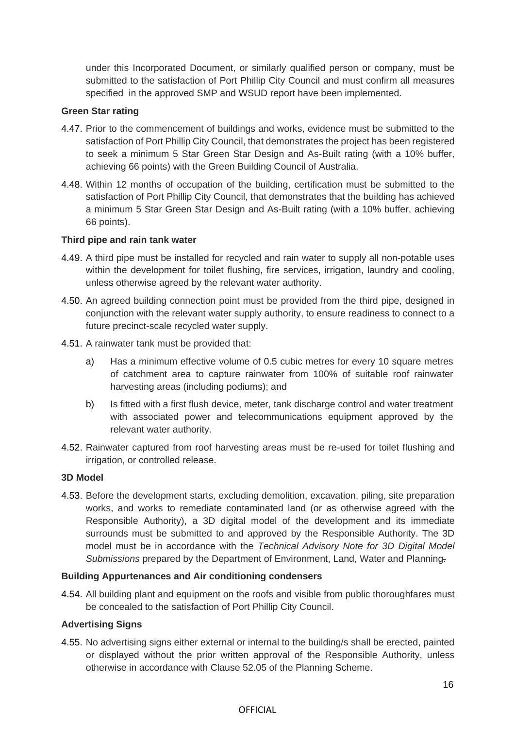under this Incorporated Document, or similarly qualified person or company, must be submitted to the satisfaction of Port Phillip City Council and must confirm all measures specified in the approved SMP and WSUD report have been implemented.

**Green Star rating**

4.47. Prior to the commencement of buildings and works, evidence must be submitted to the satisfaction of Port Phillip City Council, that demonstrates the project has been registered to seek a minimum 5 Star Green Star Design and As-Built rating (with a 10% buffer, achieving 66 points) with the Green Building Council of Australia.

4.48. Within 12 months of occupation of the building, certification must be submitted to the satisfaction of Port Phillip City Council, that demonstrates that the building has achieved a minimum 5 Star Green Star Design and As-Built rating (with a 10% buffer, achieving 66 points).

**Third pipe and rain tank water**

4.49. A third pipe must be installed for recycled and rain water to supply all non-potable uses within the development for toilet flushing, fire services, irrigation, laundry and cooling, unless otherwise agreed by the relevant water authority.

4.50. An agreed building connection point must be provided from the third pipe, designed in conjunction with the relevant water supply authority, to ensure readiness to connect to a future precinct-scale recycled water supply.

4.51. A rainwater tank must be provided that:

a) Has a minimum effective volume of 0.5 cubic metres for every 10 square metres of catchment area to capture rainwater from 100% of suitable roof rainwater harvesting areas (including podiums); and

b) Is fitted with a first flush device, meter, tank discharge control and water treatment with associated power and telecommunications equipment approved by the relevant water authority.

4.52. Rainwater captured from roof harvesting areas must be re-used for toilet flushing and irrigation, or controlled release.

**3D Model**

4.53. Before the development starts, excluding demolition, excavation, piling, site preparation works, and works to remediate contaminated land (or as otherwise agreed with the Responsible Authority), a 3D digital model of the development and its immediate surrounds must be submitted to and approved by the Responsible Authority. The 3D model must be in accordance with the *Technical Advisory Note for 3D Digital Model Submissions* prepared by the Department of Environment, Land, Water and Planning.

**Building Appurtenances and Air conditioning condensers**

4.54. All building plant and equipment on the roofs and visible from public thoroughfares must be concealed to the satisfaction of Port Phillip City Council.

**Advertising Signs**

4.55. No advertising signs either external or internal to the building/s shall be erected, painted or displayed without the prior written approval of the Responsible Authority, unless otherwise in accordance with Clause 52.05 of the Planning Scheme.

OFFICIAL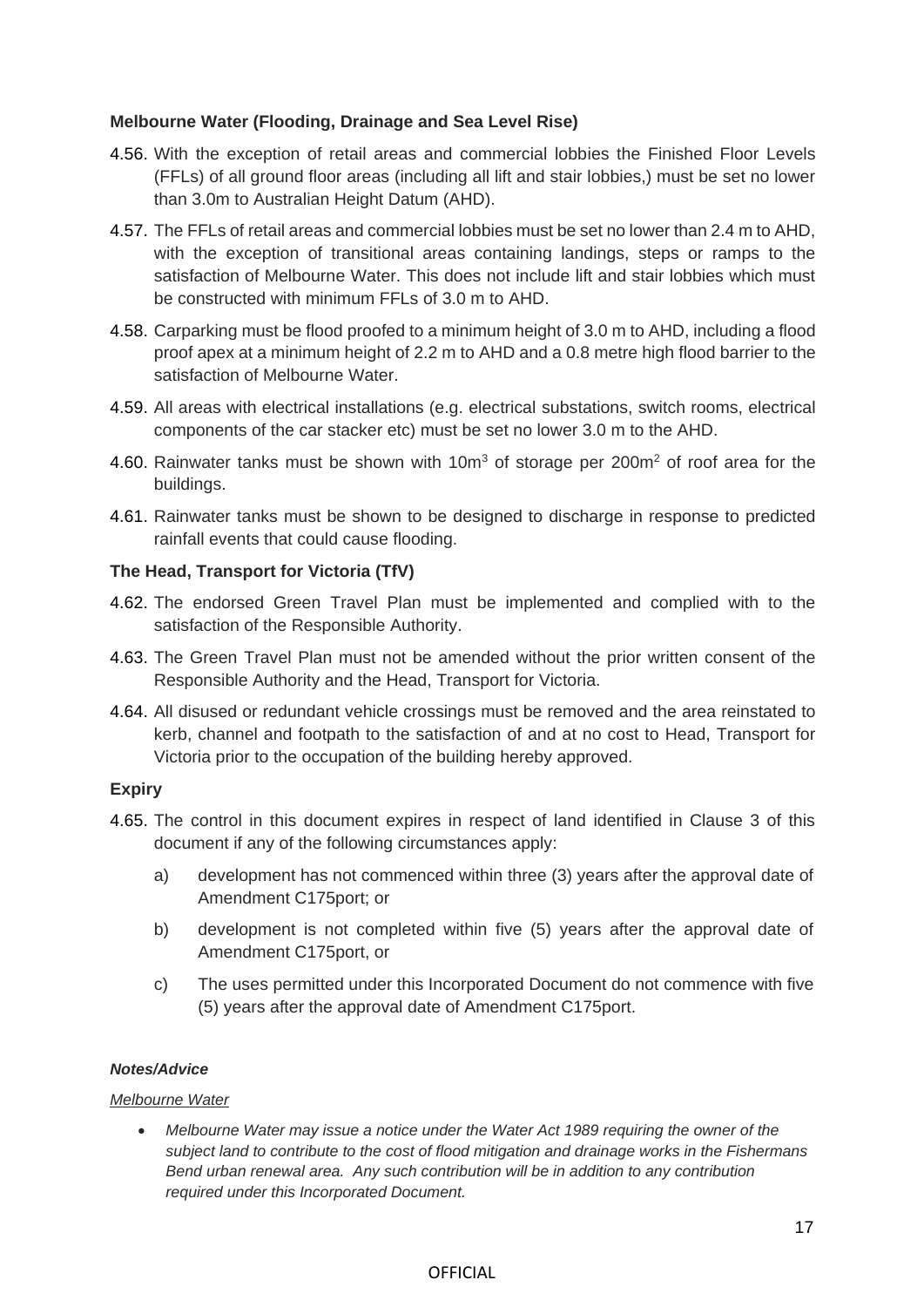**Melbourne Water (Flooding, Drainage and Sea Level Rise)**

4.56. With the exception of retail areas and commercial lobbies the Finished Floor Levels (FFLs) of all ground floor areas (including all lift and stair lobbies,) must be set no lower than 3.0m to Australian Height Datum (AHD).

4.57. The FFLs of retail areas and commercial lobbies must be set no lower than 2.4 m to AHD, with the exception of transitional areas containing landings, steps or ramps to the satisfaction of Melbourne Water. This does not include lift and stair lobbies which must be constructed with minimum FFLs of 3.0 m to AHD.

4.58. Carparking must be flood proofed to a minimum height of 3.0 m to AHD, including a flood proof apex at a minimum height of 2.2 m to AHD and a 0.8 metre high flood barrier to the satisfaction of Melbourne Water.

4.59. All areas with electrical installations (e.g. electrical substations, switch rooms, electrical components of the car stacker etc) must be set no lower 3.0 m to the AHD.

4.60. Rainwater tanks must be shown with $10m^3$ of storage per $200m^2$ of roof area for the buildings.

4.61. Rainwater tanks must be shown to be designed to discharge in response to predicted rainfall events that could cause flooding.

**The Head, Transport for Victoria (TfV)**

4.62. The endorsed Green Travel Plan must be implemented and complied with to the satisfaction of the Responsible Authority.

4.63. The Green Travel Plan must not be amended without the prior written consent of the Responsible Authority and the Head, Transport for Victoria.

4.64. All disused or redundant vehicle crossings must be removed and the area reinstated to kerb, channel and footpath to the satisfaction of and at no cost to Head, Transport for Victoria prior to the occupation of the building hereby approved.

**Expiry**

4.65. The control in this document expires in respect of land identified in Clause 3 of this document if any of the following circumstances apply:

a) development has not commenced within three (3) years after the approval date of Amendment C175port; or

b) development is not completed within five (5) years after the approval date of Amendment C175port, or

c) The uses permitted under this Incorporated Document do not commence with five (5) years after the approval date of Amendment C175port.

***Notes/Advice***

*Melbourne Water*

- *Melbourne Water may issue a notice under the Water Act 1989 requiring the owner of the subject land to contribute to the cost of flood mitigation and drainage works in the Fishermans Bend urban renewal area. Any such contribution will be in addition to any contribution required under this Incorporated Document.*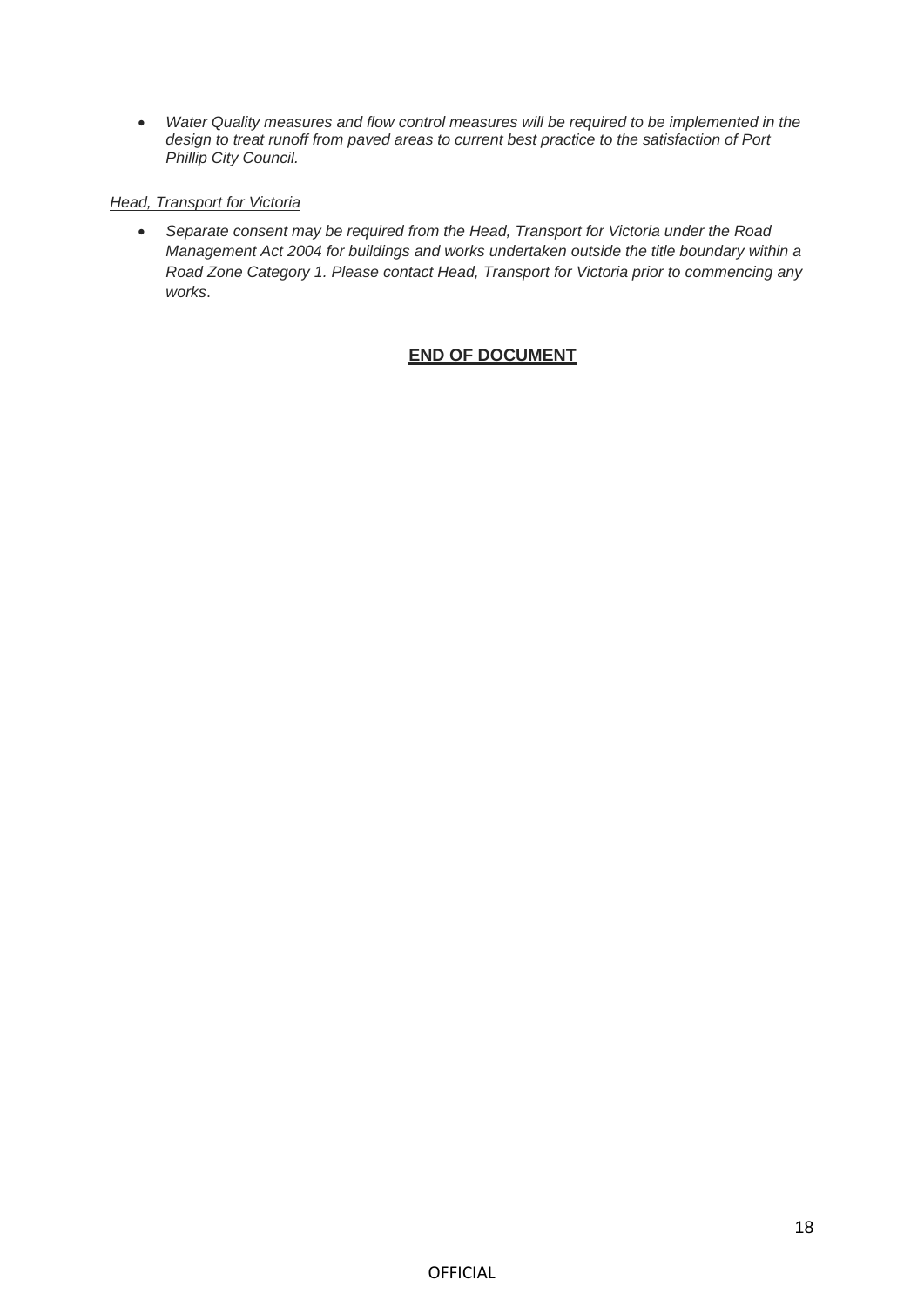- *Water Quality measures and flow control measures will be required to be implemented in the design to treat runoff from paved areas to current best practice to the satisfaction of Port Phillip City Council.*

*Head, Transport for Victoria*

- *Separate consent may be required from the Head, Transport for Victoria under the Road Management Act 2004 for buildings and works undertaken outside the title boundary within a Road Zone Category 1. Please contact Head, Transport for Victoria prior to commencing any works*.

**END OF DOCUMENT**

OFFICIAL